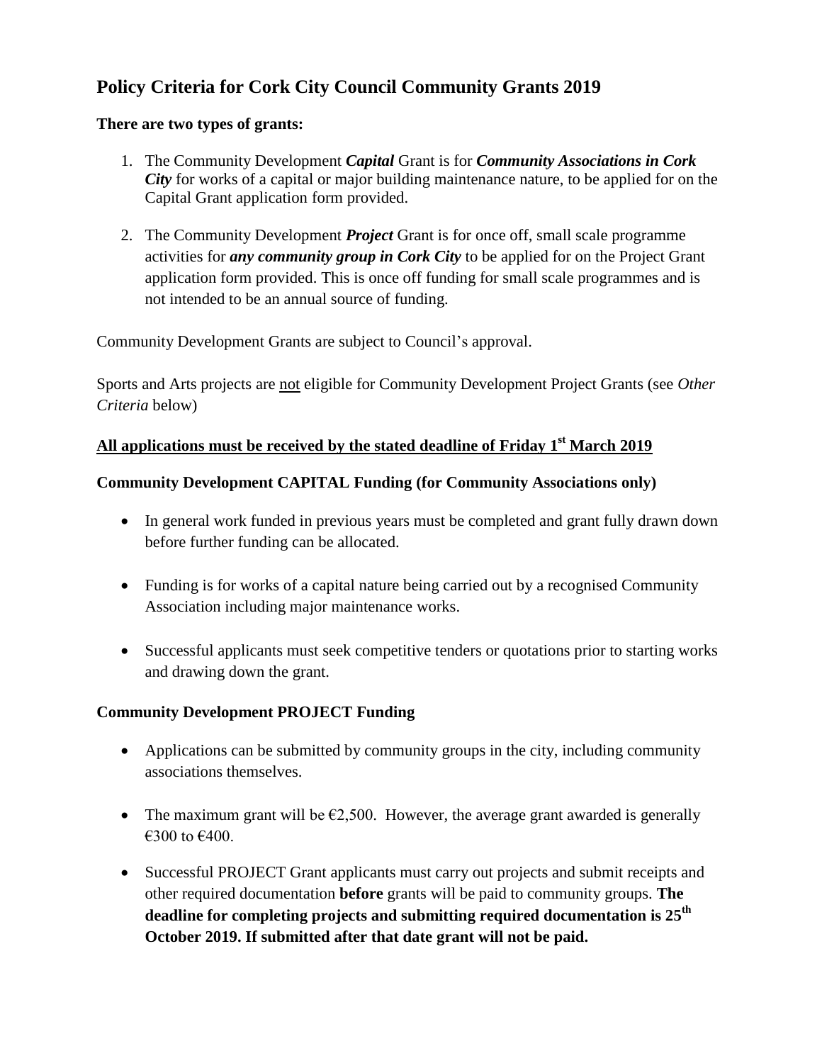# Policy Criteria for Cork City Council Community Grants 2019

**There are two types of grants:**

1. The Community Development ***Capital*** Grant is for ***Community Associations in Cork City*** for works of a capital or major building maintenance nature, to be applied for on the Capital Grant application form provided.

2. The Community Development ***Project*** Grant is for once off, small scale programme activities for ***any community group in Cork City*** to be applied for on the Project Grant application form provided. This is once off funding for small scale programmes and is not intended to be an annual source of funding.

Community Development Grants are subject to Council's approval.

Sports and Arts projects are <u>not</u> eligible for Community Development Project Grants (see *Other Criteria* below)

**<u>All applications must be received by the stated deadline of Friday 1st March 2019</u>**

### Community Development CAPITAL Funding (for Community Associations only)

- In general work funded in previous years must be completed and grant fully drawn down before further funding can be allocated.

- Funding is for works of a capital nature being carried out by a recognised Community Association including major maintenance works.

- Successful applicants must seek competitive tenders or quotations prior to starting works and drawing down the grant.

### Community Development PROJECT Funding

- Applications can be submitted by community groups in the city, including community associations themselves.

- The maximum grant will be €2,500. However, the average grant awarded is generally €300 to €400.

- Successful PROJECT Grant applicants must carry out projects and submit receipts and other required documentation **before** grants will be paid to community groups. **The deadline for completing projects and submitting required documentation is 25th October 2019. If submitted after that date grant will not be paid.**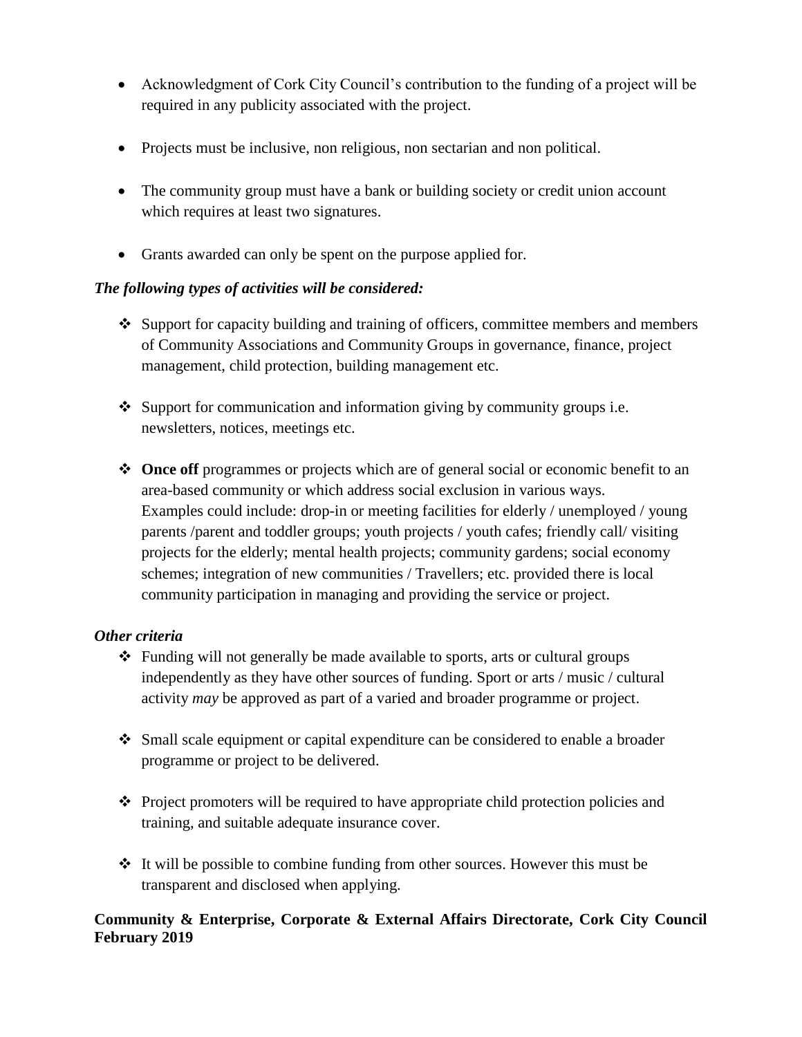- Acknowledgment of Cork City Council's contribution to the funding of a project will be required in any publicity associated with the project.
- Projects must be inclusive, non religious, non sectarian and non political.
- The community group must have a bank or building society or credit union account which requires at least two signatures.
- Grants awarded can only be spent on the purpose applied for.

***The following types of activities will be considered:***

- Support for capacity building and training of officers, committee members and members of Community Associations and Community Groups in governance, finance, project management, child protection, building management etc.
- Support for communication and information giving by community groups i.e. newsletters, notices, meetings etc.
- **Once off** programmes or projects which are of general social or economic benefit to an area-based community or which address social exclusion in various ways. Examples could include: drop-in or meeting facilities for elderly / unemployed / young parents /parent and toddler groups; youth projects / youth cafes; friendly call/ visiting projects for the elderly; mental health projects; community gardens; social economy schemes; integration of new communities / Travellers; etc. provided there is local community participation in managing and providing the service or project.

***Other criteria***

- Funding will not generally be made available to sports, arts or cultural groups independently as they have other sources of funding. Sport or arts / music / cultural activity *may* be approved as part of a varied and broader programme or project.
- Small scale equipment or capital expenditure can be considered to enable a broader programme or project to be delivered.
- Project promoters will be required to have appropriate child protection policies and training, and suitable adequate insurance cover.
- It will be possible to combine funding from other sources. However this must be transparent and disclosed when applying.

**Community & Enterprise, Corporate & External Affairs Directorate, Cork City Council February 2019**